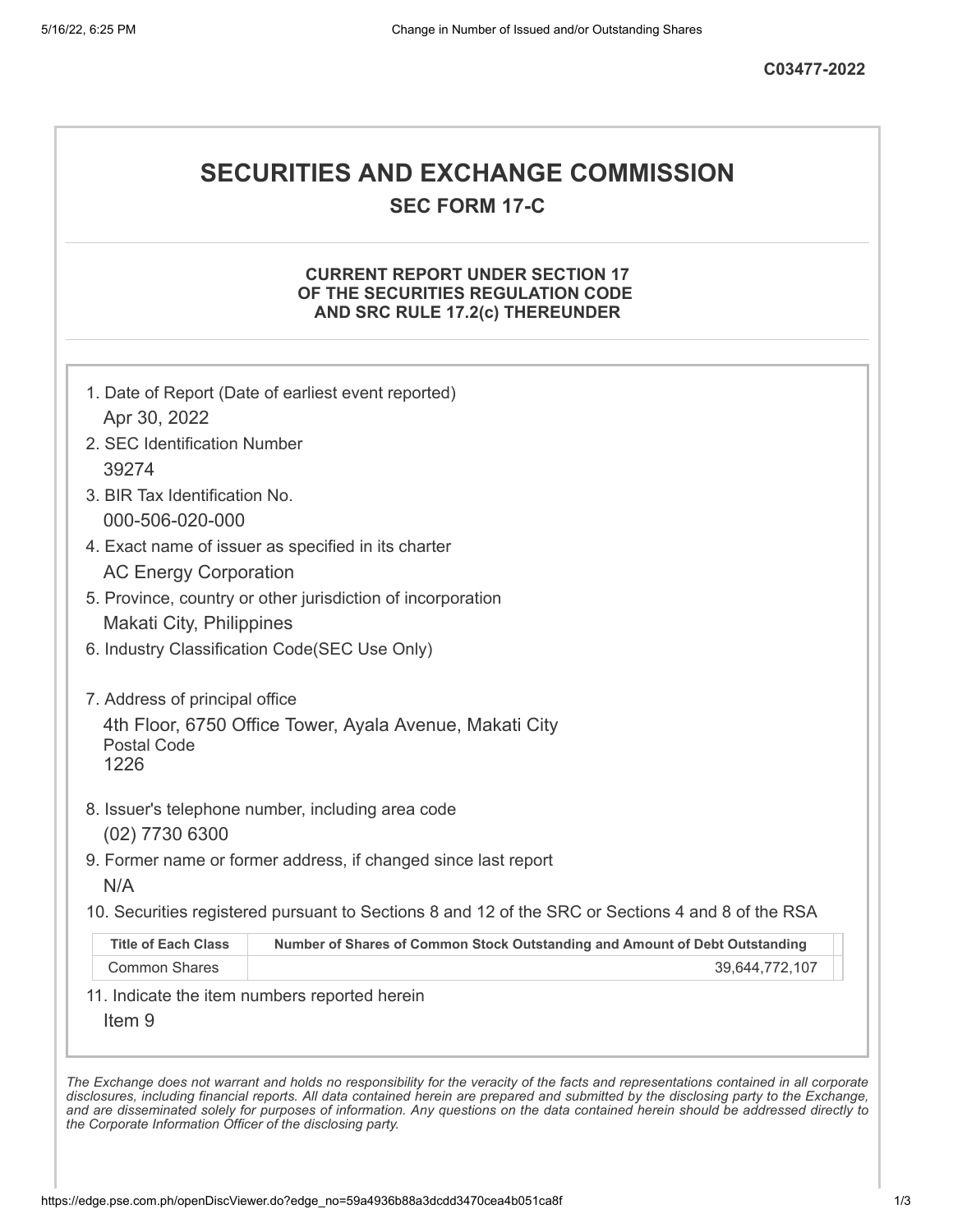C03477-2022

# SECURITIES AND EXCHANGE COMMISSION

## SEC FORM 17-C

### CURRENT REPORT UNDER SECTION 17 OF THE SECURITIES REGULATION CODE AND SRC RULE 17.2(c) THEREUNDER

1. Date of Report (Date of earliest event reported)
   Apr 30, 2022
2. SEC Identification Number
   39274
3. BIR Tax Identification No.
   000-506-020-000
4. Exact name of issuer as specified in its charter
   AC Energy Corporation
5. Province, country or other jurisdiction of incorporation
   Makati City, Philippines
6. Industry Classification Code(SEC Use Only)

7. Address of principal office
   4th Floor, 6750 Office Tower, Ayala Avenue, Makati City
   Postal Code
   1226
8. Issuer's telephone number, including area code
   (02) 7730 6300
9. Former name or former address, if changed since last report
   N/A
10. Securities registered pursuant to Sections 8 and 12 of the SRC or Sections 4 and 8 of the RSA

| Title of Each Class | Number of Shares of Common Stock Outstanding and Amount of Debt Outstanding |
|---|---|
| Common Shares | 39,644,772,107 |

11. Indicate the item numbers reported herein
    Item 9

*The Exchange does not warrant and holds no responsibility for the veracity of the facts and representations contained in all corporate disclosures, including financial reports. All data contained herein are prepared and submitted by the disclosing party to the Exchange, and are disseminated solely for purposes of information. Any questions on the data contained herein should be addressed directly to the Corporate Information Officer of the disclosing party.*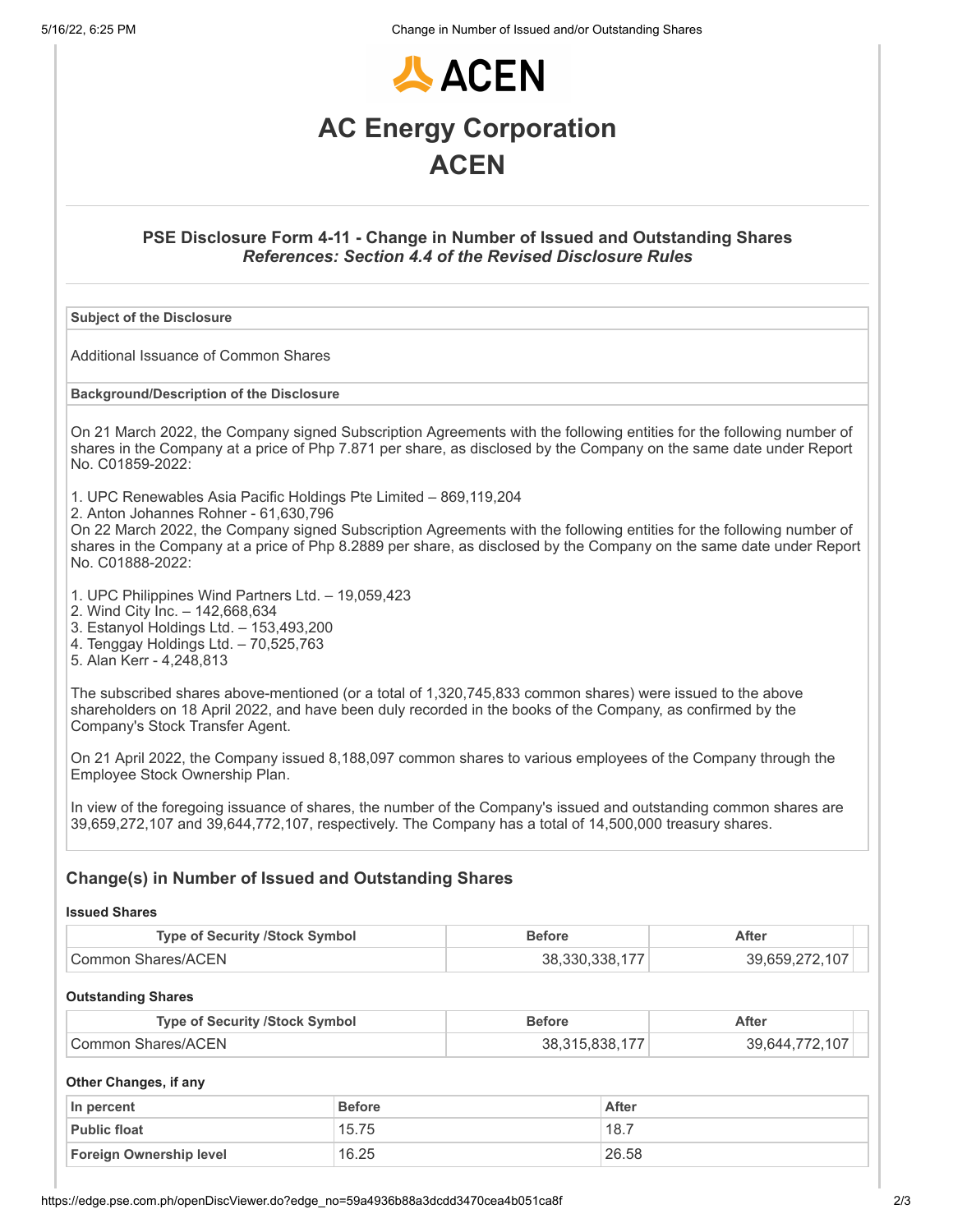# ACEN

# AC Energy Corporation

# ACEN

### PSE Disclosure Form 4-11 - Change in Number of Issued and Outstanding Shares

*References: Section 4.4 of the Revised Disclosure Rules*

| Subject of the Disclosure |
|---|
| Additional Issuance of Common Shares |

**Background/Description of the Disclosure**

On 21 March 2022, the Company signed Subscription Agreements with the following entities for the following number of shares in the Company at a price of Php 7.871 per share, as disclosed by the Company on the same date under Report No. C01859-2022:

1. UPC Renewables Asia Pacific Holdings Pte Limited – 869,119,204
2. Anton Johannes Rohner - 61,630,796

On 22 March 2022, the Company signed Subscription Agreements with the following entities for the following number of shares in the Company at a price of Php 8.2889 per share, as disclosed by the Company on the same date under Report No. C01888-2022:

1. UPC Philippines Wind Partners Ltd. – 19,059,423
2. Wind City Inc. – 142,668,634
3. Estanyol Holdings Ltd. – 153,493,200
4. Tenggay Holdings Ltd. – 70,525,763
5. Alan Kerr - 4,248,813

The subscribed shares above-mentioned (or a total of 1,320,745,833 common shares) were issued to the above shareholders on 18 April 2022, and have been duly recorded in the books of the Company, as confirmed by the Company's Stock Transfer Agent.

On 21 April 2022, the Company issued 8,188,097 common shares to various employees of the Company through the Employee Stock Ownership Plan.

In view of the foregoing issuance of shares, the number of the Company's issued and outstanding common shares are 39,659,272,107 and 39,644,772,107, respectively. The Company has a total of 14,500,000 treasury shares.

## Change(s) in Number of Issued and Outstanding Shares

**Issued Shares**

| Type of Security /Stock Symbol | Before | After |
|---|---|---|
| Common Shares/ACEN | 38,330,338,177 | 39,659,272,107 |

**Outstanding Shares**

| Type of Security /Stock Symbol | Before | After |
|---|---|---|
| Common Shares/ACEN | 38,315,838,177 | 39,644,772,107 |

**Other Changes, if any**

| In percent | Before | After |
|---|---|---|
| **Public float** | 15.75 | 18.7 |
| **Foreign Ownership level** | 16.25 | 26.58 |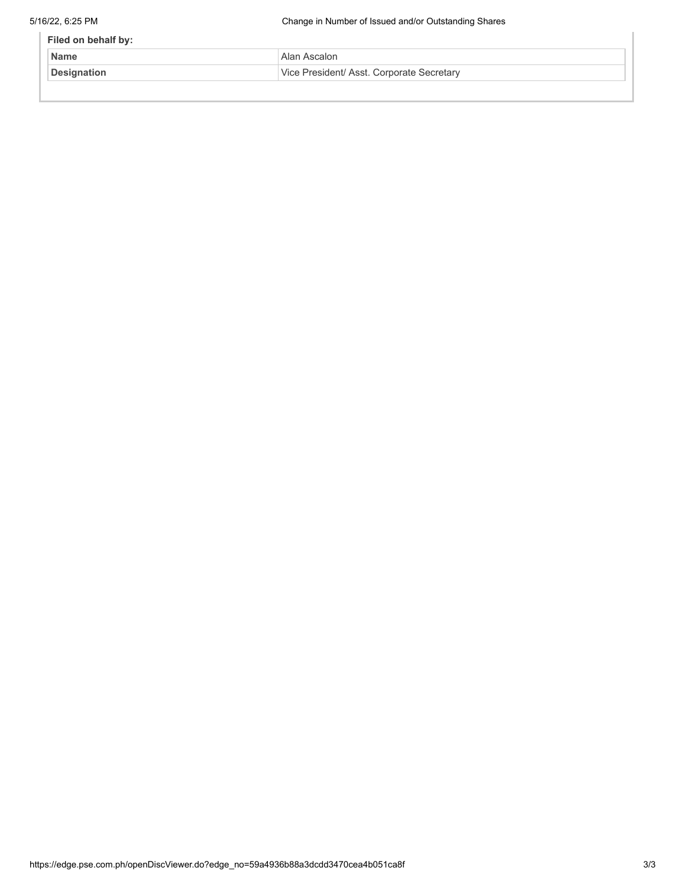**Filed on behalf by:**

| | |
|---|---|
| **Name** | Alan Ascalon |
| **Designation** | Vice President/ Asst. Corporate Secretary |